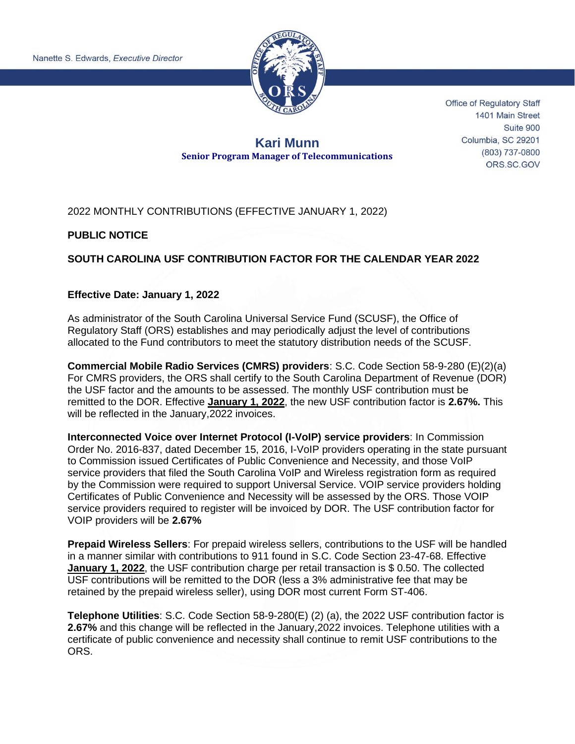Nanette S. Edwards, *Executive Director*

Office of Regulatory Staff
1401 Main Street
Suite 900
Columbia, SC 29201
(803) 737-0800
ORS.SC.GOV

**Kari Munn**
**Senior Program Manager of Telecommunications**

2022 MONTHLY CONTRIBUTIONS (EFFECTIVE JANUARY 1, 2022)

**PUBLIC NOTICE**

**SOUTH CAROLINA USF CONTRIBUTION FACTOR FOR THE CALENDAR YEAR 2022**

**Effective Date: January 1, 2022**

As administrator of the South Carolina Universal Service Fund (SCUSF), the Office of Regulatory Staff (ORS) establishes and may periodically adjust the level of contributions allocated to the Fund contributors to meet the statutory distribution needs of the SCUSF.

**Commercial Mobile Radio Services (CMRS) providers**: S.C. Code Section 58-9-280 (E)(2)(a) For CMRS providers, the ORS shall certify to the South Carolina Department of Revenue (DOR) the USF factor and the amounts to be assessed. The monthly USF contribution must be remitted to the DOR. Effective **January 1, 2022**, the new USF contribution factor is **2.67%.** This will be reflected in the January,2022 invoices.

**Interconnected Voice over Internet Protocol (I-VoIP) service providers**: In Commission Order No. 2016-837, dated December 15, 2016, I-VoIP providers operating in the state pursuant to Commission issued Certificates of Public Convenience and Necessity, and those VoIP service providers that filed the South Carolina VoIP and Wireless registration form as required by the Commission were required to support Universal Service. VOIP service providers holding Certificates of Public Convenience and Necessity will be assessed by the ORS. Those VOIP service providers required to register will be invoiced by DOR. The USF contribution factor for VOIP providers will be **2.67%**

**Prepaid Wireless Sellers**: For prepaid wireless sellers, contributions to the USF will be handled in a manner similar with contributions to 911 found in S.C. Code Section 23-47-68. Effective **January 1, 2022**, the USF contribution charge per retail transaction is $ 0.50. The collected USF contributions will be remitted to the DOR (less a 3% administrative fee that may be retained by the prepaid wireless seller), using DOR most current Form ST-406.

**Telephone Utilities**: S.C. Code Section 58-9-280(E) (2) (a), the 2022 USF contribution factor is **2.67%** and this change will be reflected in the January,2022 invoices. Telephone utilities with a certificate of public convenience and necessity shall continue to remit USF contributions to the ORS.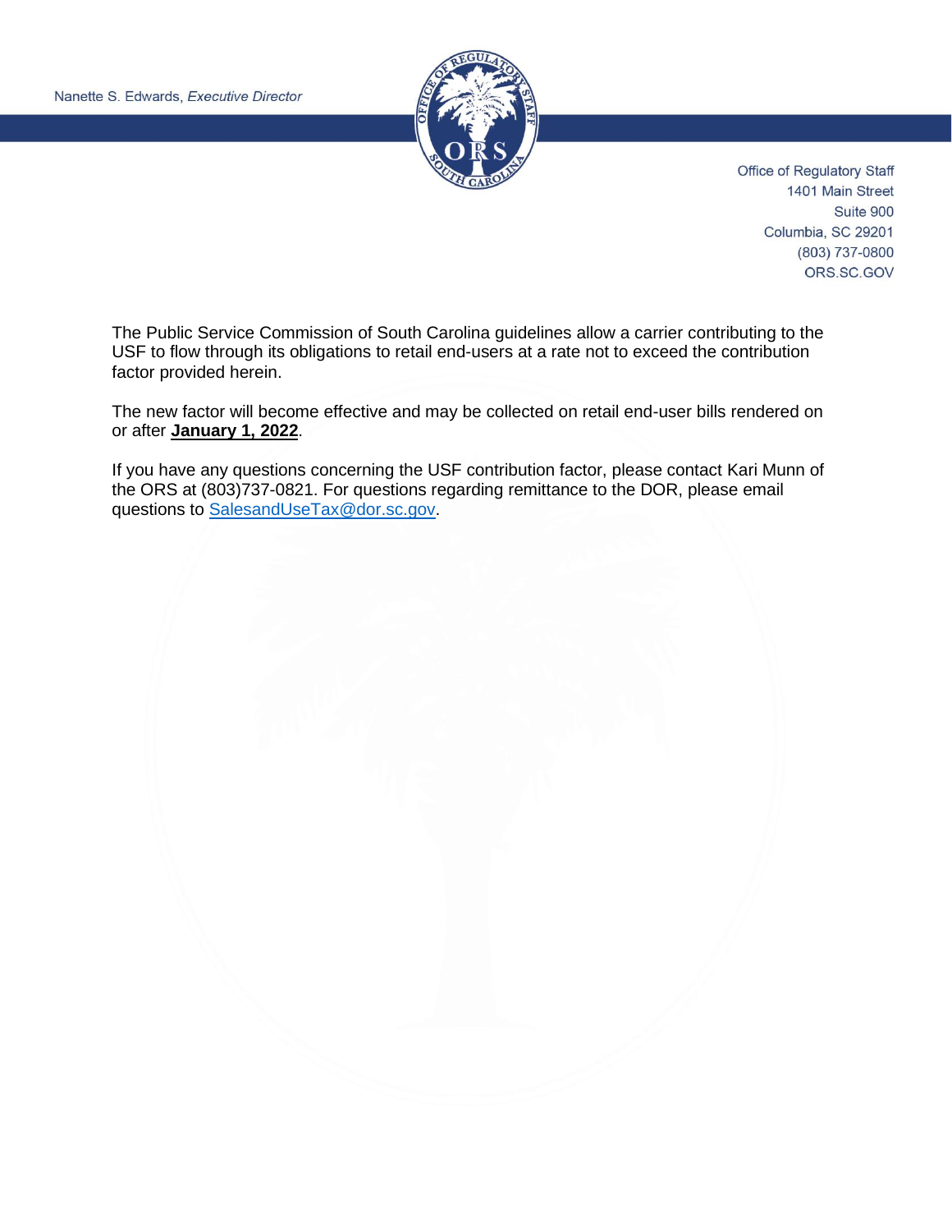Nanette S. Edwards, *Executive Director*

Office of Regulatory Staff
1401 Main Street
Suite 900
Columbia, SC 29201
(803) 737-0800
ORS.SC.GOV

The Public Service Commission of South Carolina guidelines allow a carrier contributing to the USF to flow through its obligations to retail end-users at a rate not to exceed the contribution factor provided herein.

The new factor will become effective and may be collected on retail end-user bills rendered on or after **January 1, 2022**.

If you have any questions concerning the USF contribution factor, please contact Kari Munn of the ORS at (803)737-0821. For questions regarding remittance to the DOR, please email questions to SalesandUseTax@dor.sc.gov.